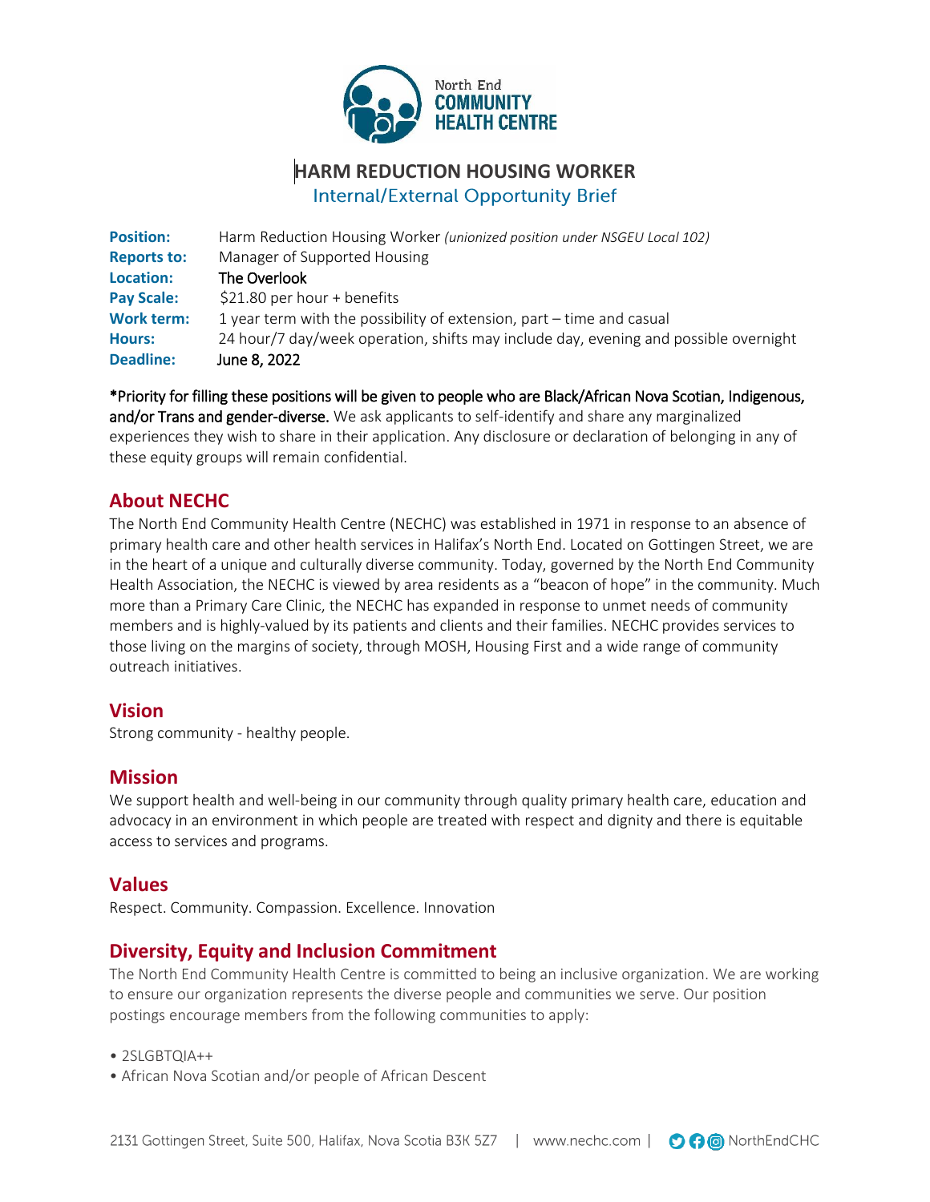North End **COMMUNITY HEALTH CENTRE**

# HARM REDUCTION HOUSING WORKER

## Internal/External Opportunity Brief

| | |
|---|---|
| **Position:** | Harm Reduction Housing Worker *(unionized position under NSGEU Local 102)* |
| **Reports to:** | Manager of Supported Housing |
| **Location:** | The Overlook |
| **Pay Scale:** | $21.80 per hour + benefits |
| **Work term:** | 1 year term with the possibility of extension, part – time and casual |
| **Hours:** | 24 hour/7 day/week operation, shifts may include day, evening and possible overnight |
| **Deadline:** | June 8, 2022 |

*Priority for filling these positions will be given to people who are Black/African Nova Scotian, Indigenous, and/or Trans and gender-diverse. We ask applicants to self-identify and share any marginalized experiences they wish to share in their application. Any disclosure or declaration of belonging in any of these equity groups will remain confidential.

## About NECHC

The North End Community Health Centre (NECHC) was established in 1971 in response to an absence of primary health care and other health services in Halifax's North End. Located on Gottingen Street, we are in the heart of a unique and culturally diverse community. Today, governed by the North End Community Health Association, the NECHC is viewed by area residents as a "beacon of hope" in the community. Much more than a Primary Care Clinic, the NECHC has expanded in response to unmet needs of community members and is highly-valued by its patients and clients and their families. NECHC provides services to those living on the margins of society, through MOSH, Housing First and a wide range of community outreach initiatives.

## Vision

Strong community - healthy people.

## Mission

We support health and well-being in our community through quality primary health care, education and advocacy in an environment in which people are treated with respect and dignity and there is equitable access to services and programs.

## Values

Respect. Community. Compassion. Excellence. Innovation

## Diversity, Equity and Inclusion Commitment

The North End Community Health Centre is committed to being an inclusive organization. We are working to ensure our organization represents the diverse people and communities we serve. Our position postings encourage members from the following communities to apply:

- 2SLGBTQIA++
- African Nova Scotian and/or people of African Descent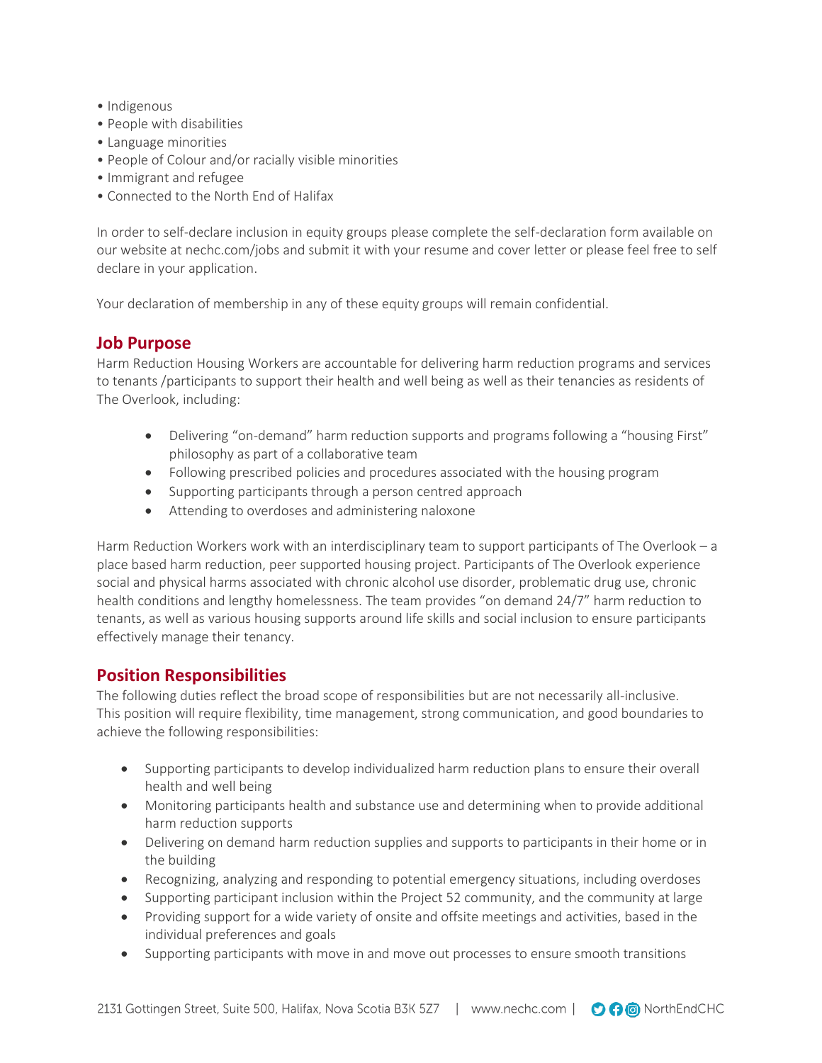- Indigenous
- People with disabilities
- Language minorities
- People of Colour and/or racially visible minorities
- Immigrant and refugee
- Connected to the North End of Halifax

In order to self-declare inclusion in equity groups please complete the self-declaration form available on our website at nechc.com/jobs and submit it with your resume and cover letter or please feel free to self declare in your application.

Your declaration of membership in any of these equity groups will remain confidential.

## Job Purpose

Harm Reduction Housing Workers are accountable for delivering harm reduction programs and services to tenants /participants to support their health and well being as well as their tenancies as residents of The Overlook, including:

- Delivering "on-demand" harm reduction supports and programs following a "housing First" philosophy as part of a collaborative team
- Following prescribed policies and procedures associated with the housing program
- Supporting participants through a person centred approach
- Attending to overdoses and administering naloxone

Harm Reduction Workers work with an interdisciplinary team to support participants of The Overlook – a place based harm reduction, peer supported housing project. Participants of The Overlook experience social and physical harms associated with chronic alcohol use disorder, problematic drug use, chronic health conditions and lengthy homelessness. The team provides "on demand 24/7" harm reduction to tenants, as well as various housing supports around life skills and social inclusion to ensure participants effectively manage their tenancy.

## Position Responsibilities

The following duties reflect the broad scope of responsibilities but are not necessarily all-inclusive. This position will require flexibility, time management, strong communication, and good boundaries to achieve the following responsibilities:

- Supporting participants to develop individualized harm reduction plans to ensure their overall health and well being
- Monitoring participants health and substance use and determining when to provide additional harm reduction supports
- Delivering on demand harm reduction supplies and supports to participants in their home or in the building
- Recognizing, analyzing and responding to potential emergency situations, including overdoses
- Supporting participant inclusion within the Project 52 community, and the community at large
- Providing support for a wide variety of onsite and offsite meetings and activities, based in the individual preferences and goals
- Supporting participants with move in and move out processes to ensure smooth transitions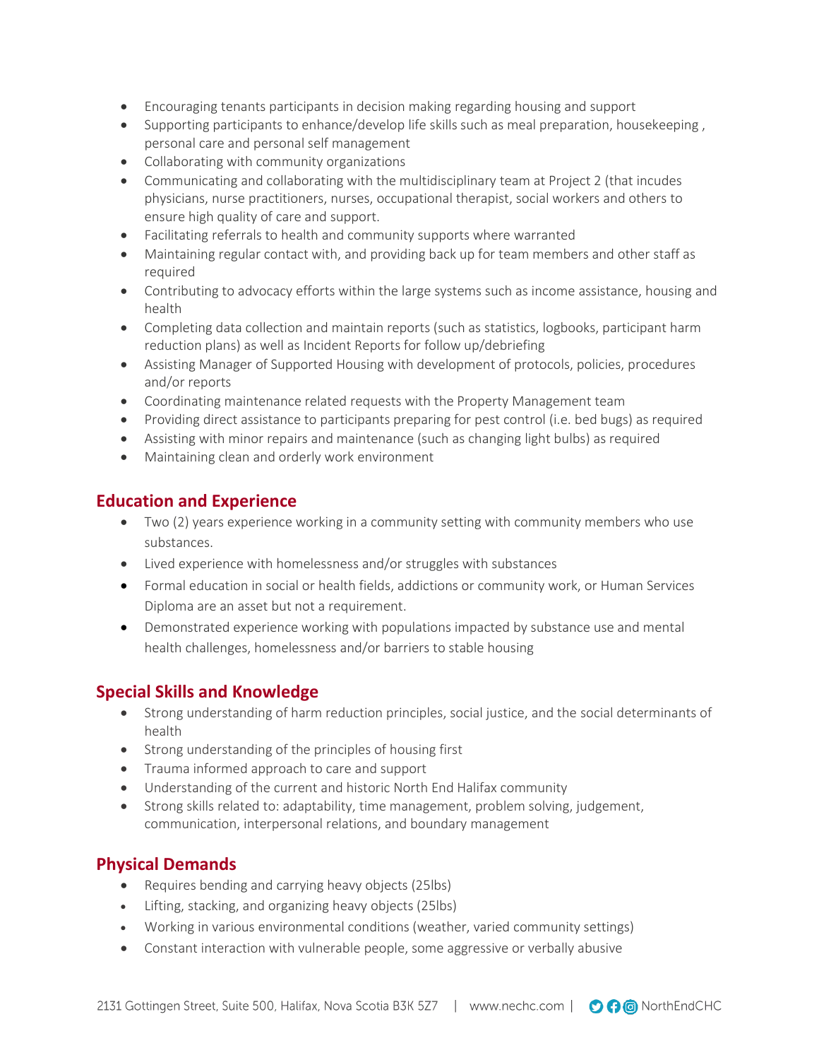- Encouraging tenants participants in decision making regarding housing and support
- Supporting participants to enhance/develop life skills such as meal preparation, housekeeping , personal care and personal self management
- Collaborating with community organizations
- Communicating and collaborating with the multidisciplinary team at Project 2 (that incudes physicians, nurse practitioners, nurses, occupational therapist, social workers and others to ensure high quality of care and support.
- Facilitating referrals to health and community supports where warranted
- Maintaining regular contact with, and providing back up for team members and other staff as required
- Contributing to advocacy efforts within the large systems such as income assistance, housing and health
- Completing data collection and maintain reports (such as statistics, logbooks, participant harm reduction plans) as well as Incident Reports for follow up/debriefing
- Assisting Manager of Supported Housing with development of protocols, policies, procedures and/or reports
- Coordinating maintenance related requests with the Property Management team
- Providing direct assistance to participants preparing for pest control (i.e. bed bugs) as required
- Assisting with minor repairs and maintenance (such as changing light bulbs) as required
- Maintaining clean and orderly work environment

## Education and Experience

- Two (2) years experience working in a community setting with community members who use substances.
- Lived experience with homelessness and/or struggles with substances
- Formal education in social or health fields, addictions or community work, or Human Services Diploma are an asset but not a requirement.
- Demonstrated experience working with populations impacted by substance use and mental health challenges, homelessness and/or barriers to stable housing

## Special Skills and Knowledge

- Strong understanding of harm reduction principles, social justice, and the social determinants of health
- Strong understanding of the principles of housing first
- Trauma informed approach to care and support
- Understanding of the current and historic North End Halifax community
- Strong skills related to: adaptability, time management, problem solving, judgement, communication, interpersonal relations, and boundary management

## Physical Demands

- Requires bending and carrying heavy objects (25lbs)
- Lifting, stacking, and organizing heavy objects (25lbs)
- Working in various environmental conditions (weather, varied community settings)
- Constant interaction with vulnerable people, some aggressive or verbally abusive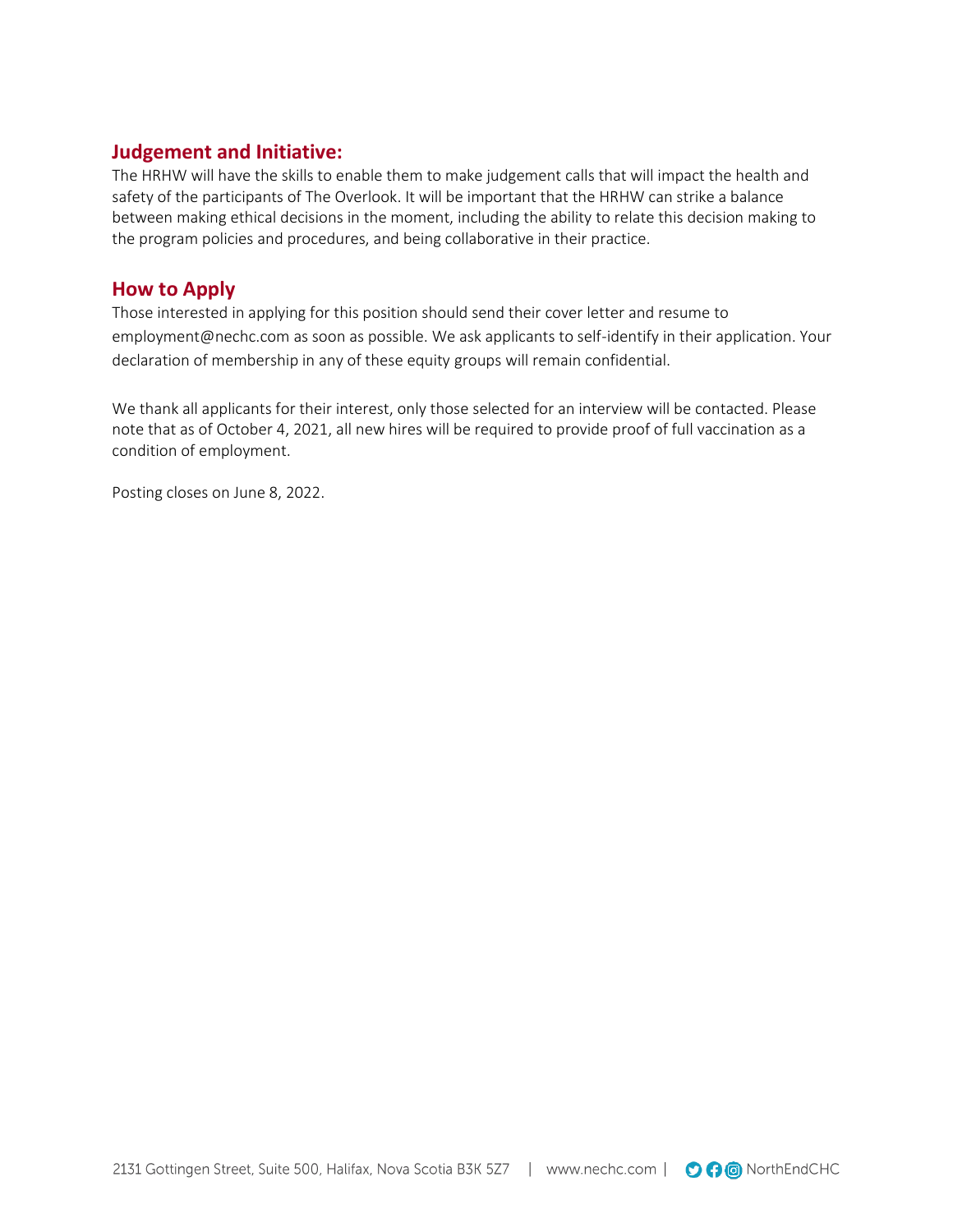## Judgement and Initiative:

The HRHW will have the skills to enable them to make judgement calls that will impact the health and safety of the participants of The Overlook. It will be important that the HRHW can strike a balance between making ethical decisions in the moment, including the ability to relate this decision making to the program policies and procedures, and being collaborative in their practice.

## How to Apply

Those interested in applying for this position should send their cover letter and resume to employment@nechc.com as soon as possible. We ask applicants to self-identify in their application. Your declaration of membership in any of these equity groups will remain confidential.

We thank all applicants for their interest, only those selected for an interview will be contacted. Please note that as of October 4, 2021, all new hires will be required to provide proof of full vaccination as a condition of employment.

Posting closes on June 8, 2022.